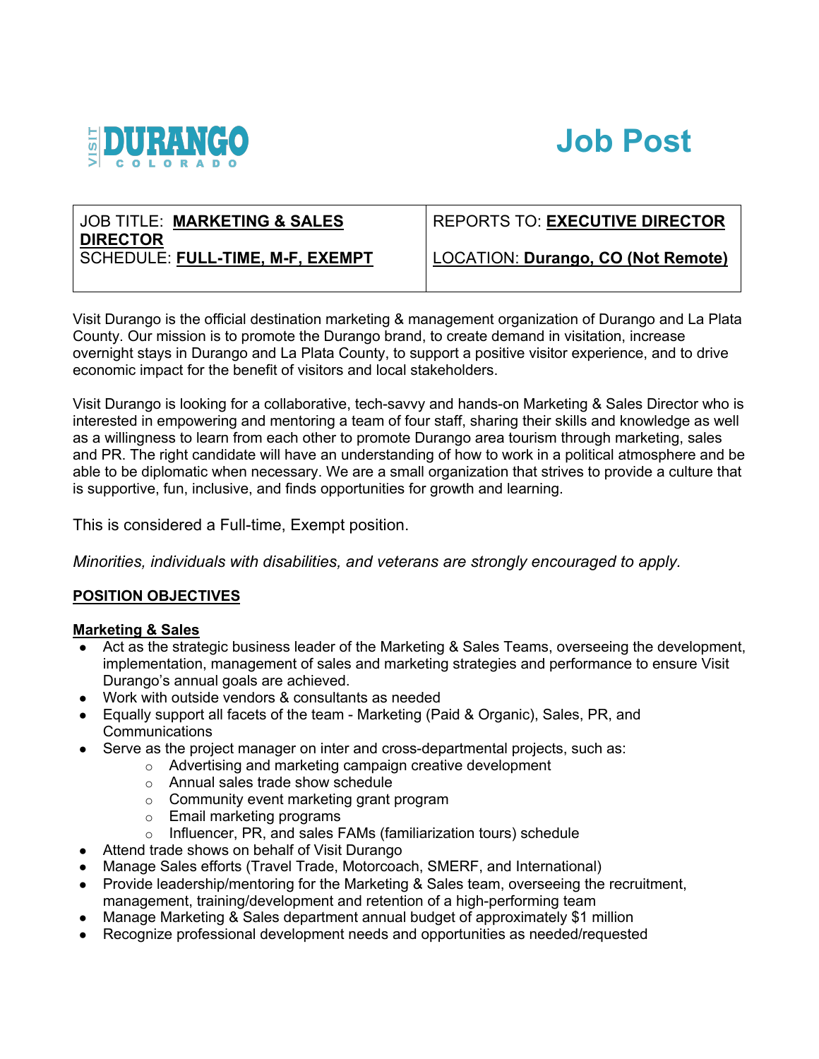VISIT **DURANGO** COLORADO

# Job Post

| JOB TITLE: **MARKETING & SALES DIRECTOR**<br>SCHEDULE: **FULL-TIME, M-F, EXEMPT** | REPORTS TO: **EXECUTIVE DIRECTOR**<br>LOCATION: **Durango, CO (Not Remote)** |
|---|---|

Visit Durango is the official destination marketing & management organization of Durango and La Plata County. Our mission is to promote the Durango brand, to create demand in visitation, increase overnight stays in Durango and La Plata County, to support a positive visitor experience, and to drive economic impact for the benefit of visitors and local stakeholders.

Visit Durango is looking for a collaborative, tech-savvy and hands-on Marketing & Sales Director who is interested in empowering and mentoring a team of four staff, sharing their skills and knowledge as well as a willingness to learn from each other to promote Durango area tourism through marketing, sales and PR. The right candidate will have an understanding of how to work in a political atmosphere and be able to be diplomatic when necessary. We are a small organization that strives to provide a culture that is supportive, fun, inclusive, and finds opportunities for growth and learning.

This is considered a Full-time, Exempt position.

*Minorities, individuals with disabilities, and veterans are strongly encouraged to apply.*

## POSITION OBJECTIVES

### Marketing & Sales

- Act as the strategic business leader of the Marketing & Sales Teams, overseeing the development, implementation, management of sales and marketing strategies and performance to ensure Visit Durango's annual goals are achieved.
- Work with outside vendors & consultants as needed
- Equally support all facets of the team - Marketing (Paid & Organic), Sales, PR, and Communications
- Serve as the project manager on inter and cross-departmental projects, such as:
  - Advertising and marketing campaign creative development
  - Annual sales trade show schedule
  - Community event marketing grant program
  - Email marketing programs
  - Influencer, PR, and sales FAMs (familiarization tours) schedule
- Attend trade shows on behalf of Visit Durango
- Manage Sales efforts (Travel Trade, Motorcoach, SMERF, and International)
- Provide leadership/mentoring for the Marketing & Sales team, overseeing the recruitment, management, training/development and retention of a high-performing team
- Manage Marketing & Sales department annual budget of approximately $1 million
- Recognize professional development needs and opportunities as needed/requested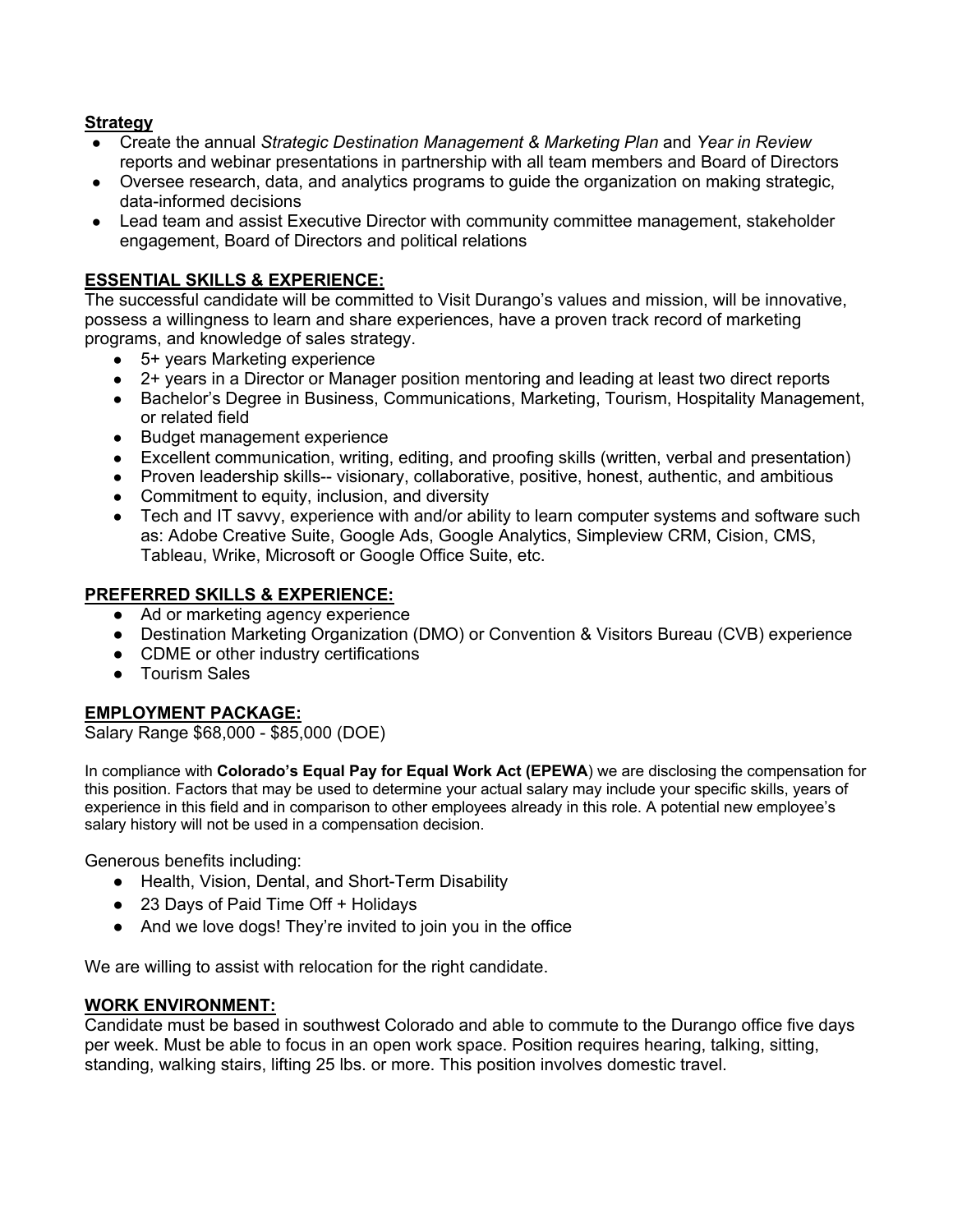**Strategy**

- Create the annual *Strategic Destination Management & Marketing Plan* and *Year in Review* reports and webinar presentations in partnership with all team members and Board of Directors
- Oversee research, data, and analytics programs to guide the organization on making strategic, data-informed decisions
- Lead team and assist Executive Director with community committee management, stakeholder engagement, Board of Directors and political relations

**ESSENTIAL SKILLS & EXPERIENCE:**

The successful candidate will be committed to Visit Durango's values and mission, will be innovative, possess a willingness to learn and share experiences, have a proven track record of marketing programs, and knowledge of sales strategy.

- 5+ years Marketing experience
- 2+ years in a Director or Manager position mentoring and leading at least two direct reports
- Bachelor's Degree in Business, Communications, Marketing, Tourism, Hospitality Management, or related field
- Budget management experience
- Excellent communication, writing, editing, and proofing skills (written, verbal and presentation)
- Proven leadership skills-- visionary, collaborative, positive, honest, authentic, and ambitious
- Commitment to equity, inclusion, and diversity
- Tech and IT savvy, experience with and/or ability to learn computer systems and software such as: Adobe Creative Suite, Google Ads, Google Analytics, Simpleview CRM, Cision, CMS, Tableau, Wrike, Microsoft or Google Office Suite, etc.

**PREFERRED SKILLS & EXPERIENCE:**

- Ad or marketing agency experience
- Destination Marketing Organization (DMO) or Convention & Visitors Bureau (CVB) experience
- CDME or other industry certifications
- Tourism Sales

**EMPLOYMENT PACKAGE:**

Salary Range $68,000 - $85,000 (DOE)

In compliance with **Colorado's Equal Pay for Equal Work Act (EPEWA**) we are disclosing the compensation for this position. Factors that may be used to determine your actual salary may include your specific skills, years of experience in this field and in comparison to other employees already in this role. A potential new employee's salary history will not be used in a compensation decision.

Generous benefits including:

- Health, Vision, Dental, and Short-Term Disability
- 23 Days of Paid Time Off + Holidays
- And we love dogs! They're invited to join you in the office

We are willing to assist with relocation for the right candidate.

**WORK ENVIRONMENT:**

Candidate must be based in southwest Colorado and able to commute to the Durango office five days per week. Must be able to focus in an open work space. Position requires hearing, talking, sitting, standing, walking stairs, lifting 25 lbs. or more. This position involves domestic travel.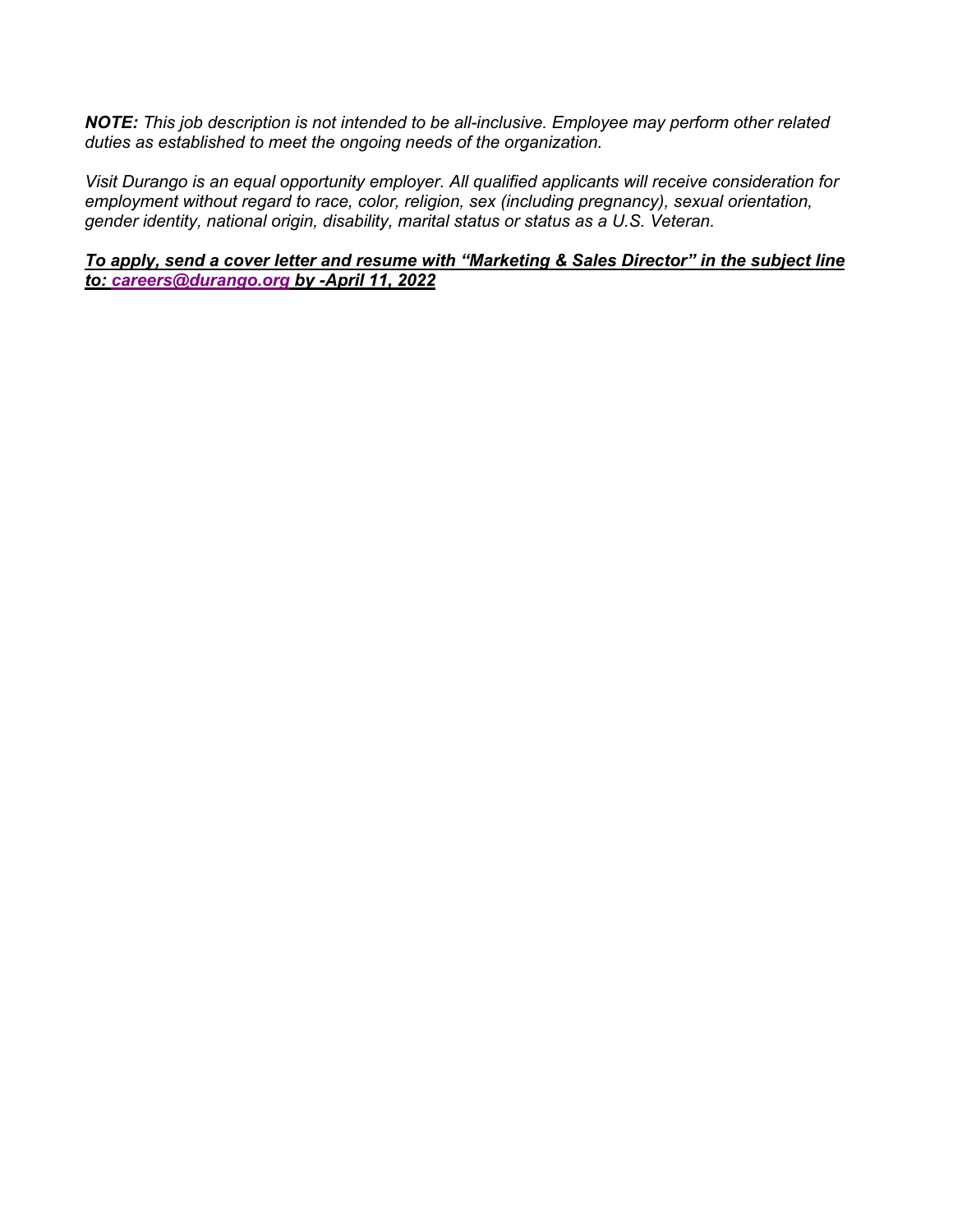***NOTE:*** *This job description is not intended to be all-inclusive. Employee may perform other related duties as established to meet the ongoing needs of the organization.*

*Visit Durango is an equal opportunity employer. All qualified applicants will receive consideration for employment without regard to race, color, religion, sex (including pregnancy), sexual orientation, gender identity, national origin, disability, marital status or status as a U.S. Veteran.*

***To apply, send a cover letter and resume with "Marketing & Sales Director" in the subject line to: careers@durango.org by -April 11, 2022***